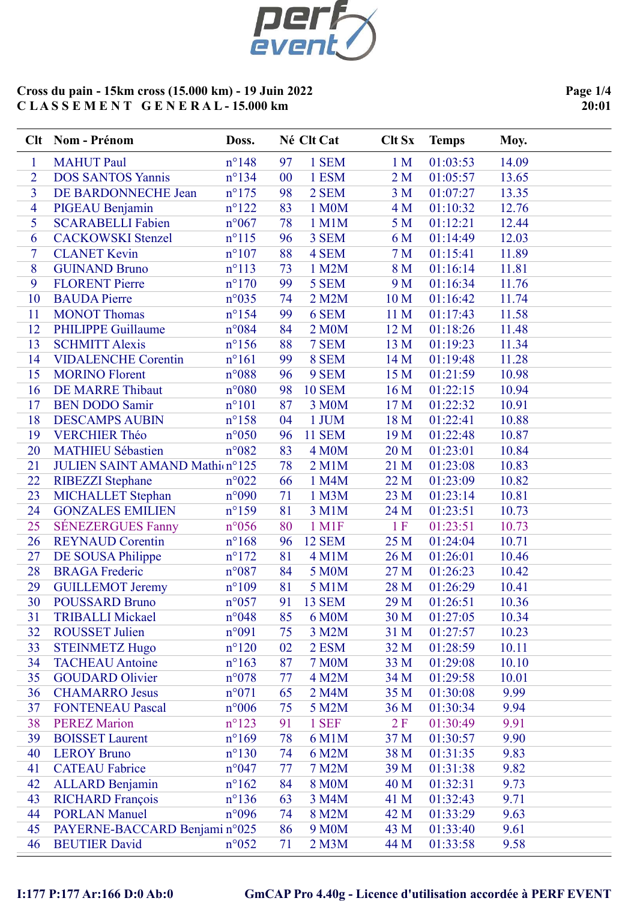**Cross du pain - 15km cross (15.000 km) - 19 Juin 2022**

**C L A S S E M E N T  G E N E R A L - 15.000 km**

| Clt | Nom - Prénom | Doss. | Né | Clt Cat | Clt Sx | Temps | Moy. |
|---|---|---|---|---|---|---|---|
| 1 | MAHUT Paul | n°148 | 97 | 1 SEM | 1 M | 01:03:53 | 14.09 |
| 2 | DOS SANTOS Yannis | n°134 | 00 | 1 ESM | 2 M | 01:05:57 | 13.65 |
| 3 | DE BARDONNECHE Jean | n°175 | 98 | 2 SEM | 3 M | 01:07:27 | 13.35 |
| 4 | PIGEAU Benjamin | n°122 | 83 | 1 M0M | 4 M | 01:10:32 | 12.76 |
| 5 | SCARABELLI Fabien | n°067 | 78 | 1 M1M | 5 M | 01:12:21 | 12.44 |
| 6 | CACKOWSKI Stenzel | n°115 | 96 | 3 SEM | 6 M | 01:14:49 | 12.03 |
| 7 | CLANET Kevin | n°107 | 88 | 4 SEM | 7 M | 01:15:41 | 11.89 |
| 8 | GUINAND Bruno | n°113 | 73 | 1 M2M | 8 M | 01:16:14 | 11.81 |
| 9 | FLORENT Pierre | n°170 | 99 | 5 SEM | 9 M | 01:16:34 | 11.76 |
| 10 | BAUDA Pierre | n°035 | 74 | 2 M2M | 10 M | 01:16:42 | 11.74 |
| 11 | MONOT Thomas | n°154 | 99 | 6 SEM | 11 M | 01:17:43 | 11.58 |
| 12 | PHILIPPE Guillaume | n°084 | 84 | 2 M0M | 12 M | 01:18:26 | 11.48 |
| 13 | SCHMITT Alexis | n°156 | 88 | 7 SEM | 13 M | 01:19:23 | 11.34 |
| 14 | VIDALENCHE Corentin | n°161 | 99 | 8 SEM | 14 M | 01:19:48 | 11.28 |
| 15 | MORINO Florent | n°088 | 96 | 9 SEM | 15 M | 01:21:59 | 10.98 |
| 16 | DE MARRE Thibaut | n°080 | 98 | 10 SEM | 16 M | 01:22:15 | 10.94 |
| 17 | BEN DODO Samir | n°101 | 87 | 3 M0M | 17 M | 01:22:32 | 10.91 |
| 18 | DESCAMPS AUBIN | n°158 | 04 | 1 JUM | 18 M | 01:22:41 | 10.88 |
| 19 | VERCHIER Théo | n°050 | 96 | 11 SEM | 19 M | 01:22:48 | 10.87 |
| 20 | MATHIEU Sébastien | n°082 | 83 | 4 M0M | 20 M | 01:23:01 | 10.84 |
| 21 | JULIEN SAINT AMAND Mathi | n°125 | 78 | 2 M1M | 21 M | 01:23:08 | 10.83 |
| 22 | RIBEZZI Stephane | n°022 | 66 | 1 M4M | 22 M | 01:23:09 | 10.82 |
| 23 | MICHALLET Stephan | n°090 | 71 | 1 M3M | 23 M | 01:23:14 | 10.81 |
| 24 | GONZALES EMILIEN | n°159 | 81 | 3 M1M | 24 M | 01:23:51 | 10.73 |
| 25 | SÉNEZERGUES Fanny | n°056 | 80 | 1 M1F | 1 F | 01:23:51 | 10.73 |
| 26 | REYNAUD Corentin | n°168 | 96 | 12 SEM | 25 M | 01:24:04 | 10.71 |
| 27 | DE SOUSA Philippe | n°172 | 81 | 4 M1M | 26 M | 01:26:01 | 10.46 |
| 28 | BRAGA Frederic | n°087 | 84 | 5 M0M | 27 M | 01:26:23 | 10.42 |
| 29 | GUILLEMOT Jeremy | n°109 | 81 | 5 M1M | 28 M | 01:26:29 | 10.41 |
| 30 | POUSSARD Bruno | n°057 | 91 | 13 SEM | 29 M | 01:26:51 | 10.36 |
| 31 | TRIBALLI Mickael | n°048 | 85 | 6 M0M | 30 M | 01:27:05 | 10.34 |
| 32 | ROUSSET Julien | n°091 | 75 | 3 M2M | 31 M | 01:27:57 | 10.23 |
| 33 | STEINMETZ Hugo | n°120 | 02 | 2 ESM | 32 M | 01:28:59 | 10.11 |
| 34 | TACHEAU Antoine | n°163 | 87 | 7 M0M | 33 M | 01:29:08 | 10.10 |
| 35 | GOUDARD Olivier | n°078 | 77 | 4 M2M | 34 M | 01:29:58 | 10.01 |
| 36 | CHAMARRO Jesus | n°071 | 65 | 2 M4M | 35 M | 01:30:08 | 9.99 |
| 37 | FONTENEAU Pascal | n°006 | 75 | 5 M2M | 36 M | 01:30:34 | 9.94 |
| 38 | PEREZ Marion | n°123 | 91 | 1 SEF | 2 F | 01:30:49 | 9.91 |
| 39 | BOISSET Laurent | n°169 | 78 | 6 M1M | 37 M | 01:30:57 | 9.90 |
| 40 | LEROY Bruno | n°130 | 74 | 6 M2M | 38 M | 01:31:35 | 9.83 |
| 41 | CATEAU Fabrice | n°047 | 77 | 7 M2M | 39 M | 01:31:38 | 9.82 |
| 42 | ALLARD Benjamin | n°162 | 84 | 8 M0M | 40 M | 01:32:31 | 9.73 |
| 43 | RICHARD François | n°136 | 63 | 3 M4M | 41 M | 01:32:43 | 9.71 |
| 44 | PORLAN Manuel | n°096 | 74 | 8 M2M | 42 M | 01:33:29 | 9.63 |
| 45 | PAYERNE-BACCARD Benjami | n°025 | 86 | 9 M0M | 43 M | 01:33:40 | 9.61 |
| 46 | BEUTIER David | n°052 | 71 | 2 M3M | 44 M | 01:33:58 | 9.58 |

**I:177 P:177 Ar:166 D:0 Ab:0**

**GmCAP Pro 4.40g - Licence d'utilisation accordée à PERF EVENT**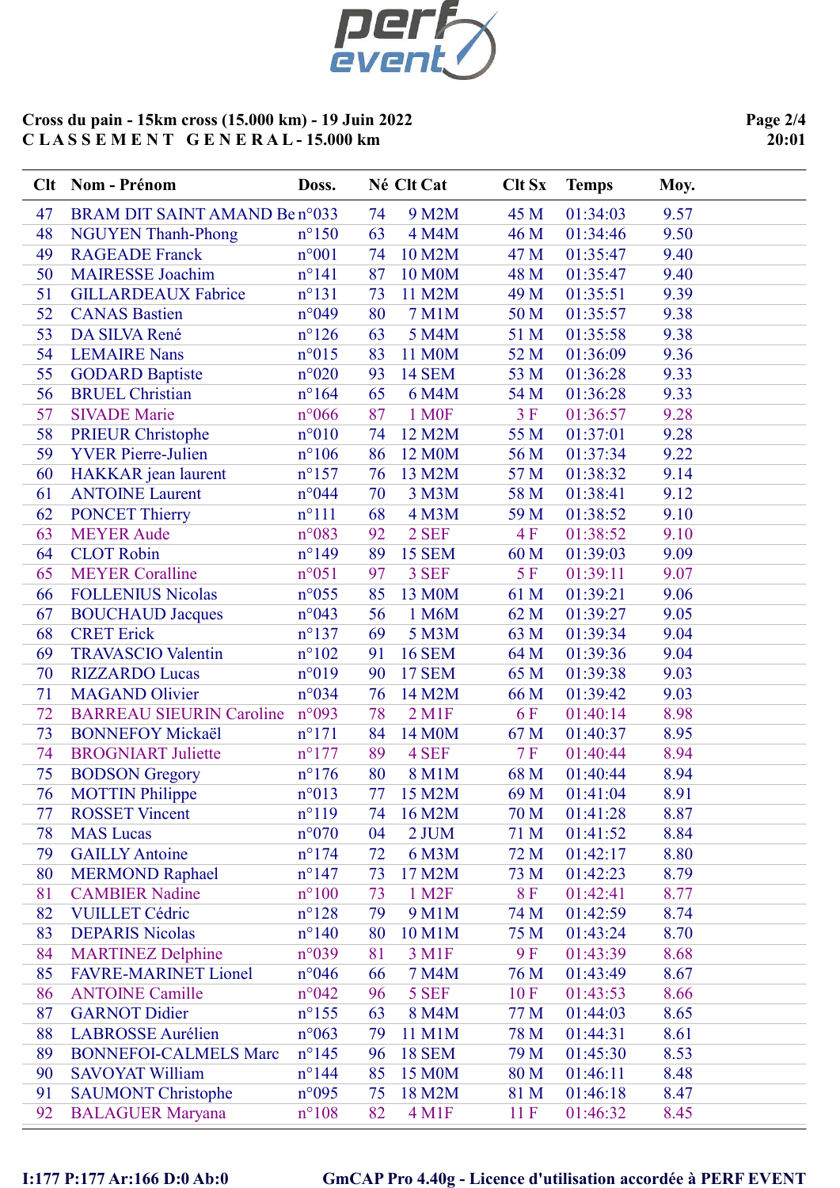**Cross du pain - 15km cross (15.000 km) - 19 Juin 2022**
**C L A S S E M E N T   G E N E R A L - 15.000 km**

| Clt | Nom - Prénom | Doss. | Né | Clt Cat | Clt Sx | Temps | Moy. |
|---|---|---|---|---|---|---|---|
| 47 | BRAM DIT SAINT AMAND Be | n°033 | 74 | 9 M2M | 45 M | 01:34:03 | 9.57 |
| 48 | NGUYEN Thanh-Phong | n°150 | 63 | 4 M4M | 46 M | 01:34:46 | 9.50 |
| 49 | RAGEADE Franck | n°001 | 74 | 10 M2M | 47 M | 01:35:47 | 9.40 |
| 50 | MAIRESSE Joachim | n°141 | 87 | 10 M0M | 48 M | 01:35:47 | 9.40 |
| 51 | GILLARDEAUX Fabrice | n°131 | 73 | 11 M2M | 49 M | 01:35:51 | 9.39 |
| 52 | CANAS Bastien | n°049 | 80 | 7 M1M | 50 M | 01:35:57 | 9.38 |
| 53 | DA SILVA René | n°126 | 63 | 5 M4M | 51 M | 01:35:58 | 9.38 |
| 54 | LEMAIRE Nans | n°015 | 83 | 11 M0M | 52 M | 01:36:09 | 9.36 |
| 55 | GODARD Baptiste | n°020 | 93 | 14 SEM | 53 M | 01:36:28 | 9.33 |
| 56 | BRUEL Christian | n°164 | 65 | 6 M4M | 54 M | 01:36:28 | 9.33 |
| 57 | SIVADE Marie | n°066 | 87 | 1 M0F | 3 F | 01:36:57 | 9.28 |
| 58 | PRIEUR Christophe | n°010 | 74 | 12 M2M | 55 M | 01:37:01 | 9.28 |
| 59 | YVER Pierre-Julien | n°106 | 86 | 12 M0M | 56 M | 01:37:34 | 9.22 |
| 60 | HAKKAR jean laurent | n°157 | 76 | 13 M2M | 57 M | 01:38:32 | 9.14 |
| 61 | ANTOINE Laurent | n°044 | 70 | 3 M3M | 58 M | 01:38:41 | 9.12 |
| 62 | PONCET Thierry | n°111 | 68 | 4 M3M | 59 M | 01:38:52 | 9.10 |
| 63 | MEYER Aude | n°083 | 92 | 2 SEF | 4 F | 01:38:52 | 9.10 |
| 64 | CLOT Robin | n°149 | 89 | 15 SEM | 60 M | 01:39:03 | 9.09 |
| 65 | MEYER Coralline | n°051 | 97 | 3 SEF | 5 F | 01:39:11 | 9.07 |
| 66 | FOLLENIUS Nicolas | n°055 | 85 | 13 M0M | 61 M | 01:39:21 | 9.06 |
| 67 | BOUCHAUD Jacques | n°043 | 56 | 1 M6M | 62 M | 01:39:27 | 9.05 |
| 68 | CRET Erick | n°137 | 69 | 5 M3M | 63 M | 01:39:34 | 9.04 |
| 69 | TRAVASCIO Valentin | n°102 | 91 | 16 SEM | 64 M | 01:39:36 | 9.04 |
| 70 | RIZZARDO Lucas | n°019 | 90 | 17 SEM | 65 M | 01:39:38 | 9.03 |
| 71 | MAGAND Olivier | n°034 | 76 | 14 M2M | 66 M | 01:39:42 | 9.03 |
| 72 | BARREAU SIEURIN Caroline | n°093 | 78 | 2 M1F | 6 F | 01:40:14 | 8.98 |
| 73 | BONNEFOY Mickaël | n°171 | 84 | 14 M0M | 67 M | 01:40:37 | 8.95 |
| 74 | BROGNIART Juliette | n°177 | 89 | 4 SEF | 7 F | 01:40:44 | 8.94 |
| 75 | BODSON Gregory | n°176 | 80 | 8 M1M | 68 M | 01:40:44 | 8.94 |
| 76 | MOTTIN Philippe | n°013 | 77 | 15 M2M | 69 M | 01:41:04 | 8.91 |
| 77 | ROSSET Vincent | n°119 | 74 | 16 M2M | 70 M | 01:41:28 | 8.87 |
| 78 | MAS Lucas | n°070 | 04 | 2 JUM | 71 M | 01:41:52 | 8.84 |
| 79 | GAILLY Antoine | n°174 | 72 | 6 M3M | 72 M | 01:42:17 | 8.80 |
| 80 | MERMOND Raphael | n°147 | 73 | 17 M2M | 73 M | 01:42:23 | 8.79 |
| 81 | CAMBIER Nadine | n°100 | 73 | 1 M2F | 8 F | 01:42:41 | 8.77 |
| 82 | VUILLET Cédric | n°128 | 79 | 9 M1M | 74 M | 01:42:59 | 8.74 |
| 83 | DEPARIS Nicolas | n°140 | 80 | 10 M1M | 75 M | 01:43:24 | 8.70 |
| 84 | MARTINEZ Delphine | n°039 | 81 | 3 M1F | 9 F | 01:43:39 | 8.68 |
| 85 | FAVRE-MARINET Lionel | n°046 | 66 | 7 M4M | 76 M | 01:43:49 | 8.67 |
| 86 | ANTOINE Camille | n°042 | 96 | 5 SEF | 10 F | 01:43:53 | 8.66 |
| 87 | GARNOT Didier | n°155 | 63 | 8 M4M | 77 M | 01:44:03 | 8.65 |
| 88 | LABROSSE Aurélien | n°063 | 79 | 11 M1M | 78 M | 01:44:31 | 8.61 |
| 89 | BONNEFOI-CALMELS Marc | n°145 | 96 | 18 SEM | 79 M | 01:45:30 | 8.53 |
| 90 | SAVOYAT William | n°144 | 85 | 15 M0M | 80 M | 01:46:11 | 8.48 |
| 91 | SAUMONT Christophe | n°095 | 75 | 18 M2M | 81 M | 01:46:18 | 8.47 |
| 92 | BALAGUER Maryana | n°108 | 82 | 4 M1F | 11 F | 01:46:32 | 8.45 |

I:177 P:177 Ar:166 D:0 Ab:0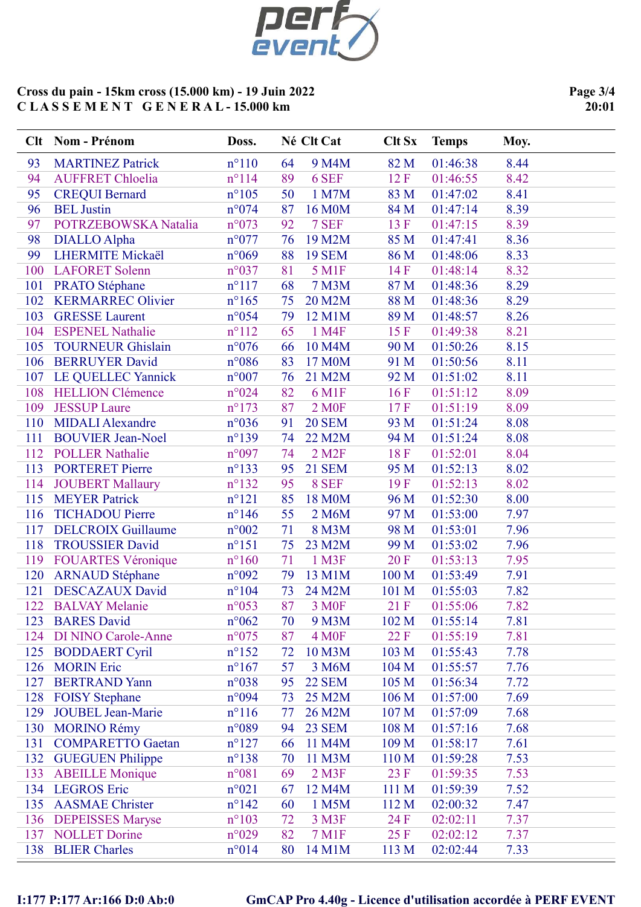**Cross du pain - 15km cross (15.000 km) - 19 Juin 2022**
**C L A S S E M E N T G E N E R A L - 15.000 km**

| Clt | Nom - Prénom | Doss. | Né | Clt Cat | Clt Sx | Temps | Moy. |
|---|---|---|---|---|---|---|---|
| 93 | MARTINEZ Patrick | n°110 | 64 | 9 M4M | 82 M | 01:46:38 | 8.44 |
| 94 | AUFFRET Chloelia | n°114 | 89 | 6 SEF | 12 F | 01:46:55 | 8.42 |
| 95 | CREQUI Bernard | n°105 | 50 | 1 M7M | 83 M | 01:47:02 | 8.41 |
| 96 | BEL Justin | n°074 | 87 | 16 M0M | 84 M | 01:47:14 | 8.39 |
| 97 | POTRZEBOWSKA Natalia | n°073 | 92 | 7 SEF | 13 F | 01:47:15 | 8.39 |
| 98 | DIALLO Alpha | n°077 | 76 | 19 M2M | 85 M | 01:47:41 | 8.36 |
| 99 | LHERMITE Mickaël | n°069 | 88 | 19 SEM | 86 M | 01:48:06 | 8.33 |
| 100 | LAFORET Solenn | n°037 | 81 | 5 M1F | 14 F | 01:48:14 | 8.32 |
| 101 | PRATO Stéphane | n°117 | 68 | 7 M3M | 87 M | 01:48:36 | 8.29 |
| 102 | KERMARREC Olivier | n°165 | 75 | 20 M2M | 88 M | 01:48:36 | 8.29 |
| 103 | GRESSE Laurent | n°054 | 79 | 12 M1M | 89 M | 01:48:57 | 8.26 |
| 104 | ESPENEL Nathalie | n°112 | 65 | 1 M4F | 15 F | 01:49:38 | 8.21 |
| 105 | TOURNEUR Ghislain | n°076 | 66 | 10 M4M | 90 M | 01:50:26 | 8.15 |
| 106 | BERRUYER David | n°086 | 83 | 17 M0M | 91 M | 01:50:56 | 8.11 |
| 107 | LE QUELLEC Yannick | n°007 | 76 | 21 M2M | 92 M | 01:51:02 | 8.11 |
| 108 | HELLION Clémence | n°024 | 82 | 6 M1F | 16 F | 01:51:12 | 8.09 |
| 109 | JESSUP Laure | n°173 | 87 | 2 M0F | 17 F | 01:51:19 | 8.09 |
| 110 | MIDALI Alexandre | n°036 | 91 | 20 SEM | 93 M | 01:51:24 | 8.08 |
| 111 | BOUVIER Jean-Noel | n°139 | 74 | 22 M2M | 94 M | 01:51:24 | 8.08 |
| 112 | POLLER Nathalie | n°097 | 74 | 2 M2F | 18 F | 01:52:01 | 8.04 |
| 113 | PORTERET Pierre | n°133 | 95 | 21 SEM | 95 M | 01:52:13 | 8.02 |
| 114 | JOUBERT Mallaury | n°132 | 95 | 8 SEF | 19 F | 01:52:13 | 8.02 |
| 115 | MEYER Patrick | n°121 | 85 | 18 M0M | 96 M | 01:52:30 | 8.00 |
| 116 | TICHADOU Pierre | n°146 | 55 | 2 M6M | 97 M | 01:53:00 | 7.97 |
| 117 | DELCROIX Guillaume | n°002 | 71 | 8 M3M | 98 M | 01:53:01 | 7.96 |
| 118 | TROUSSIER David | n°151 | 75 | 23 M2M | 99 M | 01:53:02 | 7.96 |
| 119 | FOUARTES Véronique | n°160 | 71 | 1 M3F | 20 F | 01:53:13 | 7.95 |
| 120 | ARNAUD Stéphane | n°092 | 79 | 13 M1M | 100 M | 01:53:49 | 7.91 |
| 121 | DESCAZAUX David | n°104 | 73 | 24 M2M | 101 M | 01:55:03 | 7.82 |
| 122 | BALVAY Melanie | n°053 | 87 | 3 M0F | 21 F | 01:55:06 | 7.82 |
| 123 | BARES David | n°062 | 70 | 9 M3M | 102 M | 01:55:14 | 7.81 |
| 124 | DI NINO Carole-Anne | n°075 | 87 | 4 M0F | 22 F | 01:55:19 | 7.81 |
| 125 | BODDAERT Cyril | n°152 | 72 | 10 M3M | 103 M | 01:55:43 | 7.78 |
| 126 | MORIN Eric | n°167 | 57 | 3 M6M | 104 M | 01:55:57 | 7.76 |
| 127 | BERTRAND Yann | n°038 | 95 | 22 SEM | 105 M | 01:56:34 | 7.72 |
| 128 | FOISY Stephane | n°094 | 73 | 25 M2M | 106 M | 01:57:00 | 7.69 |
| 129 | JOUBEL Jean-Marie | n°116 | 77 | 26 M2M | 107 M | 01:57:09 | 7.68 |
| 130 | MORINO Rémy | n°089 | 94 | 23 SEM | 108 M | 01:57:16 | 7.68 |
| 131 | COMPARETTO Gaetan | n°127 | 66 | 11 M4M | 109 M | 01:58:17 | 7.61 |
| 132 | GUEGUEN Philippe | n°138 | 70 | 11 M3M | 110 M | 01:59:28 | 7.53 |
| 133 | ABEILLE Monique | n°081 | 69 | 2 M3F | 23 F | 01:59:35 | 7.53 |
| 134 | LEGROS Eric | n°021 | 67 | 12 M4M | 111 M | 01:59:39 | 7.52 |
| 135 | AASMAE Christer | n°142 | 60 | 1 M5M | 112 M | 02:00:32 | 7.47 |
| 136 | DEPEISSES Maryse | n°103 | 72 | 3 M3F | 24 F | 02:02:11 | 7.37 |
| 137 | NOLLET Dorine | n°029 | 82 | 7 M1F | 25 F | 02:02:12 | 7.37 |
| 138 | BLIER Charles | n°014 | 80 | 14 M1M | 113 M | 02:02:44 | 7.33 |

I:177 P:177 Ar:166 D:0 Ab:0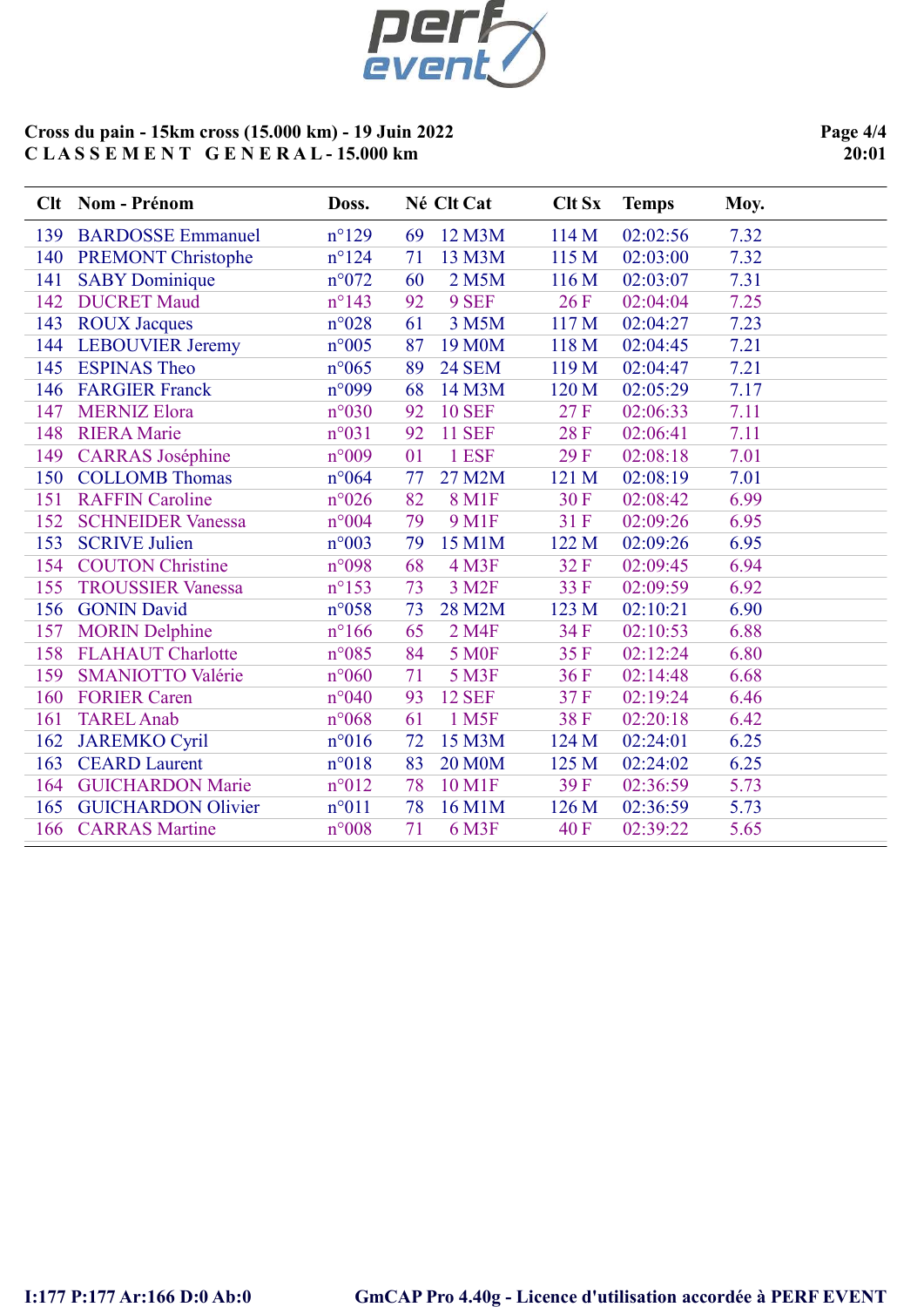**Cross du pain - 15km cross (15.000 km) - 19 Juin 2022**
**C L A S S E M E N T   G E N E R A L - 15.000 km**

| Clt | Nom - Prénom | Doss. | Né | Clt Cat | Clt Sx | Temps | Moy. |
|---|---|---|---|---|---|---|---|
| 139 | BARDOSSE Emmanuel | n°129 | 69 | 12 M3M | 114 M | 02:02:56 | 7.32 |
| 140 | PREMONT Christophe | n°124 | 71 | 13 M3M | 115 M | 02:03:00 | 7.32 |
| 141 | SABY Dominique | n°072 | 60 | 2 M5M | 116 M | 02:03:07 | 7.31 |
| 142 | DUCRET Maud | n°143 | 92 | 9 SEF | 26 F | 02:04:04 | 7.25 |
| 143 | ROUX Jacques | n°028 | 61 | 3 M5M | 117 M | 02:04:27 | 7.23 |
| 144 | LEBOUVIER Jeremy | n°005 | 87 | 19 M0M | 118 M | 02:04:45 | 7.21 |
| 145 | ESPINAS Theo | n°065 | 89 | 24 SEM | 119 M | 02:04:47 | 7.21 |
| 146 | FARGIER Franck | n°099 | 68 | 14 M3M | 120 M | 02:05:29 | 7.17 |
| 147 | MERNIZ Elora | n°030 | 92 | 10 SEF | 27 F | 02:06:33 | 7.11 |
| 148 | RIERA Marie | n°031 | 92 | 11 SEF | 28 F | 02:06:41 | 7.11 |
| 149 | CARRAS Joséphine | n°009 | 01 | 1 ESF | 29 F | 02:08:18 | 7.01 |
| 150 | COLLOMB Thomas | n°064 | 77 | 27 M2M | 121 M | 02:08:19 | 7.01 |
| 151 | RAFFIN Caroline | n°026 | 82 | 8 M1F | 30 F | 02:08:42 | 6.99 |
| 152 | SCHNEIDER Vanessa | n°004 | 79 | 9 M1F | 31 F | 02:09:26 | 6.95 |
| 153 | SCRIVE Julien | n°003 | 79 | 15 M1M | 122 M | 02:09:26 | 6.95 |
| 154 | COUTON Christine | n°098 | 68 | 4 M3F | 32 F | 02:09:45 | 6.94 |
| 155 | TROUSSIER Vanessa | n°153 | 73 | 3 M2F | 33 F | 02:09:59 | 6.92 |
| 156 | GONIN David | n°058 | 73 | 28 M2M | 123 M | 02:10:21 | 6.90 |
| 157 | MORIN Delphine | n°166 | 65 | 2 M4F | 34 F | 02:10:53 | 6.88 |
| 158 | FLAHAUT Charlotte | n°085 | 84 | 5 M0F | 35 F | 02:12:24 | 6.80 |
| 159 | SMANIOTTO Valérie | n°060 | 71 | 5 M3F | 36 F | 02:14:48 | 6.68 |
| 160 | FORIER Caren | n°040 | 93 | 12 SEF | 37 F | 02:19:24 | 6.46 |
| 161 | TAREL Anab | n°068 | 61 | 1 M5F | 38 F | 02:20:18 | 6.42 |
| 162 | JAREMKO Cyril | n°016 | 72 | 15 M3M | 124 M | 02:24:01 | 6.25 |
| 163 | CEARD Laurent | n°018 | 83 | 20 M0M | 125 M | 02:24:02 | 6.25 |
| 164 | GUICHARDON Marie | n°012 | 78 | 10 M1F | 39 F | 02:36:59 | 5.73 |
| 165 | GUICHARDON Olivier | n°011 | 78 | 16 M1M | 126 M | 02:36:59 | 5.73 |
| 166 | CARRAS Martine | n°008 | 71 | 6 M3F | 40 F | 02:39:22 | 5.65 |

I:177 P:177 Ar:166 D:0 Ab:0